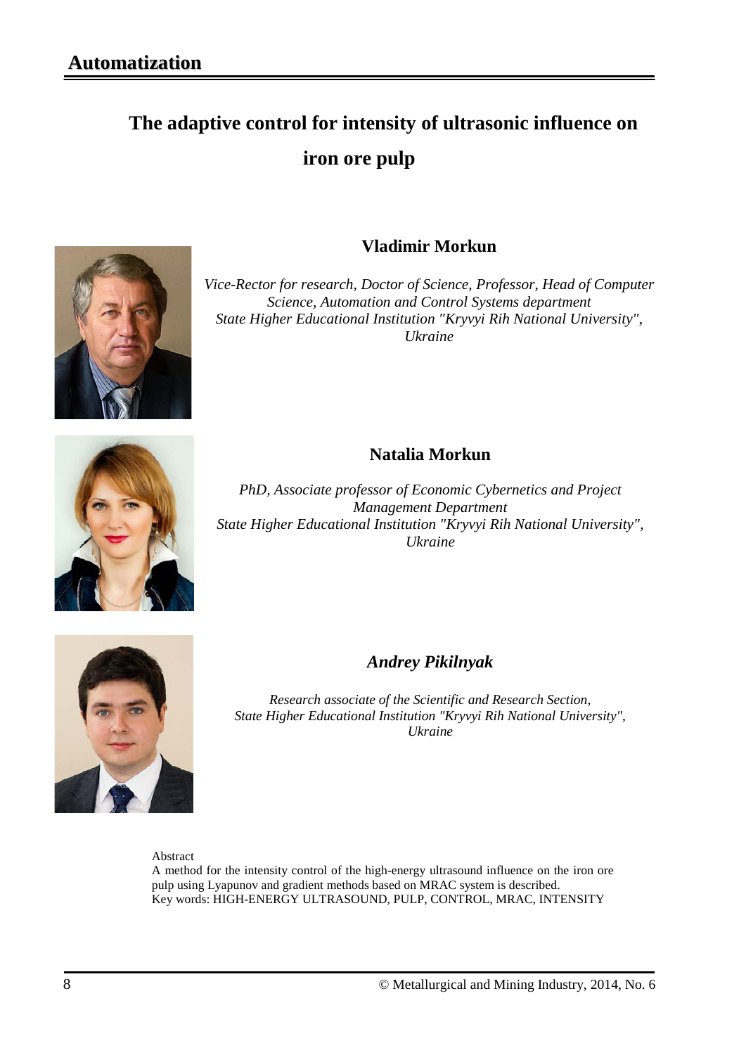# The adaptive control for intensity of ultrasonic influence on iron ore pulp

**Vladimir Morkun**

*Vice-Rector for research, Doctor of Science, Professor, Head of Computer Science, Automation and Control Systems department*
*State Higher Educational Institution "Kryvyi Rih National University", Ukraine*

**Natalia Morkun**

*PhD, Associate professor of Economic Cybernetics and Project Management Department*
*State Higher Educational Institution "Kryvyi Rih National University", Ukraine*

***Andrey Pikilnyak***

*Research associate of the Scientific and Research Section,*
*State Higher Educational Institution "Kryvyi Rih National University", Ukraine*

Abstract

A method for the intensity control of the high-energy ultrasound influence on the iron ore pulp using Lyapunov and gradient methods based on MRAC system is described.

Key words: HIGH-ENERGY ULTRASOUND, PULP, CONTROL, MRAC, INTENSITY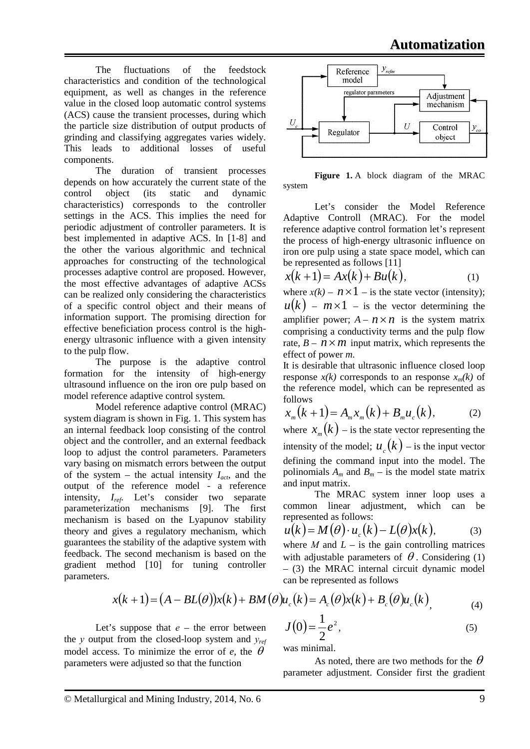The fluctuations of the feedstock characteristics and condition of the technological equipment, as well as changes in the reference value in the closed loop automatic control systems (ACS) cause the transient processes, during which the particle size distribution of output products of grinding and classifying aggregates varies widely. This leads to additional losses of useful components.

The duration of transient processes depends on how accurately the current state of the control object (its static and dynamic characteristics) corresponds to the controller settings in the ACS. This implies the need for periodic adjustment of controller parameters. It is best implemented in adaptive ACS. In [1-8] and the other the various algorithmic and technical approaches for constructing of the technological processes adaptive control are proposed. However, the most effective advantages of adaptive ACSs can be realized only considering the characteristics of a specific control object and their means of information support. The promising direction for effective beneficiation process control is the high-energy ultrasonic influence with a given intensity to the pulp flow.

The purpose is the adaptive control formation for the intensity of high-energy ultrasound influence on the iron ore pulp based on model reference adaptive control system.

Model reference adaptive control (MRAC) system diagram is shown in Fig. 1. This system has an internal feedback loop consisting of the control object and the controller, and an external feedback loop to adjust the control parameters. Parameters vary basing on mismatch errors between the output of the system – the actual intensity $I_{act}$, and the output of the reference model - a reference intensity, $I_{ref}$. Let's consider two separate parameterization mechanisms [9]. The first mechanism is based on the Lyapunov stability theory and gives a regulatory mechanism, which guarantees the stability of the adaptive system with feedback. The second mechanism is based on the gradient method [10] for tuning controller parameters.

**Figure 1.** A block diagram of the MRAC system

Let's consider the Model Reference Adaptive Controll (MRAC). For the model reference adaptive control formation let's represent the process of high-energy ultrasonic influence on iron ore pulp using a state space model, which can be represented as follows [11]

$$x(k+1) = Ax(k) + Bu(k), \tag{1}$$

where $x(k)$ – $n \times 1$ – is the state vector (intensity); $u(k)$ – $m \times 1$ – is the vector determining the amplifier power; $A$ – $n \times n$ is the system matrix comprising a conductivity terms and the pulp flow rate, $B$ – $n \times m$ input matrix, which represents the effect of power $m$.

It is desirable that ultrasonic influence closed loop response $x(k)$ corresponds to an response $x_m(k)$ of the reference model, which can be represented as follows

$$x_m(k+1) = A_m x_m(k) + B_m u_c(k), \tag{2}$$

where $x_m(k)$ – is the state vector representing the intensity of the model; $u_c(k)$ – is the input vector defining the command input into the model. The polinomials $A_m$ and $B_m$ – is the model state matrix and input matrix.

The MRAC system inner loop uses a common linear adjustment, which can be represented as follows:

$$u(k) = M(\theta) \cdot u_c(k) - L(\theta)x(k), \tag{3}$$

where $M$ and $L$ – is the gain controlling matrices with adjustable parameters of $\theta$. Considering (1) – (3) the MRAC internal circuit dynamic model can be represented as follows

$$x(k+1) = (A - BL(\theta))x(k) + BM(\theta)u_c(k) = A_c(\theta)x(k) + B_c(\theta)u_c(k), \tag{4}$$

Let's suppose that $e$ – the error between the $y$ output from the closed-loop system and $y_{ref}$ model access. To minimize the error of $e$, the $\theta$ parameters were adjusted so that the function

$$J(0) = \frac{1}{2}e^2, \tag{5}$$

was minimal.

As noted, there are two methods for the $\theta$ parameter adjustment. Consider first the gradient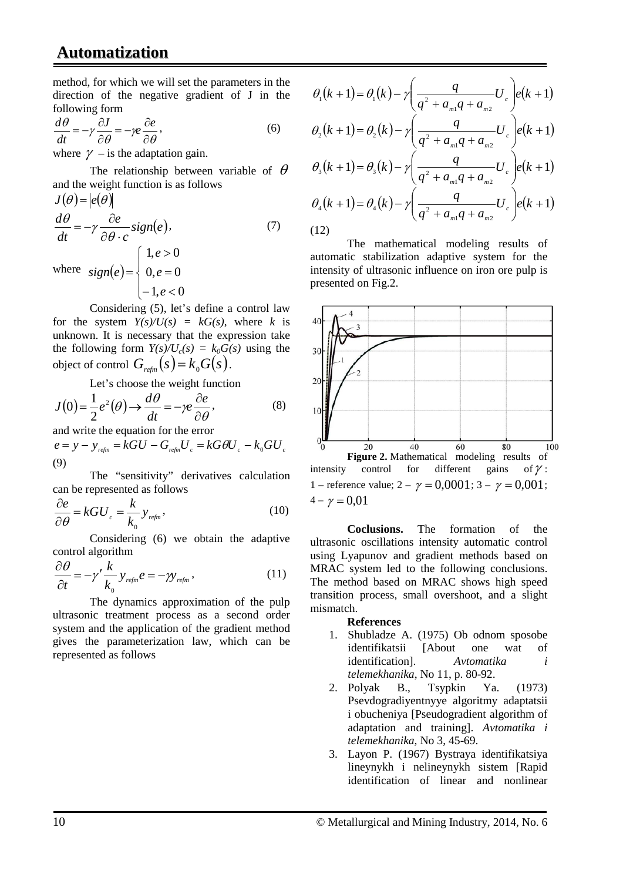method, for which we will set the parameters in the direction of the negative gradient of J in the following form

$$\frac{d\theta}{dt} = -\gamma \frac{\partial J}{\partial \theta} = -\gamma e \frac{\partial e}{\partial \theta}, \qquad (6)$$

where $\gamma$ – is the adaptation gain.

The relationship between variable of $\theta$ and the weight function is as follows

$$J(\theta) = |e(\theta)|$$

$$\frac{d\theta}{dt} = -\gamma \frac{\partial e}{\partial \theta \cdot c} sign(e), \qquad (7)$$

where $sign(e) = \begin{cases} 1, e > 0 \\ 0, e = 0 \\ -1, e < 0 \end{cases}$

Considering (5), let's define a control law for the system *Y(s)/U(s) = kG(s)*, where *k* is unknown. It is necessary that the expression take the following form $Y(s)/U_c(s) = k_0G(s)$ using the object of control $G_{refm}(s) = k_0 G(s)$.

Let's choose the weight function

$$J(0) = \frac{1}{2} e^2(\theta) \rightarrow \frac{d\theta}{dt} = -\gamma e \frac{\partial e}{\partial \theta}, \qquad (8)$$

and write the equation for the error

$$e = y - y_{refm} = kGU - G_{refm}U_c = kG\theta U_c - k_0 GU_c \qquad (9)$$

The "sensitivity" derivatives calculation can be represented as follows

$$\frac{\partial e}{\partial \theta} = kGU_c = \frac{k}{k_0} y_{refm}, \qquad (10)$$

Considering (6) we obtain the adaptive control algorithm

$$\frac{\partial \theta}{\partial t} = -\gamma' \frac{k}{k_0} y_{refm} e = -\gamma y_{refm}, \qquad (11)$$

The dynamics approximation of the pulp ultrasonic treatment process as a second order system and the application of the gradient method gives the parameterization law, which can be represented as follows

$$\theta_1(k+1) = \theta_1(k) - \gamma \left( \frac{q}{q^2 + a_{m1}q + a_{m2}} U_c \right) e(k+1)$$
$$\theta_2(k+1) = \theta_2(k) - \gamma \left( \frac{q}{q^2 + a_{m1}q + a_{m2}} U_c \right) e(k+1)$$
$$\theta_3(k+1) = \theta_3(k) - \gamma \left( \frac{q}{q^2 + a_{m1}q + a_{m2}} U_c \right) e(k+1)$$
$$\theta_4(k+1) = \theta_4(k) - \gamma \left( \frac{q}{q^2 + a_{m1}q + a_{m2}} U_c \right) e(k+1)$$

(12)

The mathematical modeling results of automatic stabilization adaptive system for the intensity of ultrasonic influence on iron ore pulp is presented on Fig.2.

**Figure 2.** Mathematical modeling results of intensity control for different gains of $\gamma$: 1 – reference value; 2 – $\gamma = 0{,}0001$; 3 – $\gamma = 0{,}001$; 4 – $\gamma = 0{,}01$

**Coclusions.** The formation of the ultrasonic oscillations intensity automatic control using Lyapunov and gradient methods based on MRAC system led to the following conclusions. The method based on MRAC shows high speed transition process, small overshoot, and a slight mismatch.

**References**

1. Shubladze A. (1975) Ob odnom sposobe identifikatsii [About one wat of identification]. *Avtomatika i telemekhanika*, No 11, p. 80-92.
2. Polyak B., Tsypkin Ya. (1973) Psevdogradiyentnyye algoritmy adaptatsii i obucheniya [Pseudogradient algorithm of adaptation and training]. *Avtomatika i telemekhanika*, No 3, 45-69.
3. Layon P. (1967) Bystraya identifikatsiya lineynykh i nelineynykh sistem [Rapid identification of linear and nonlinear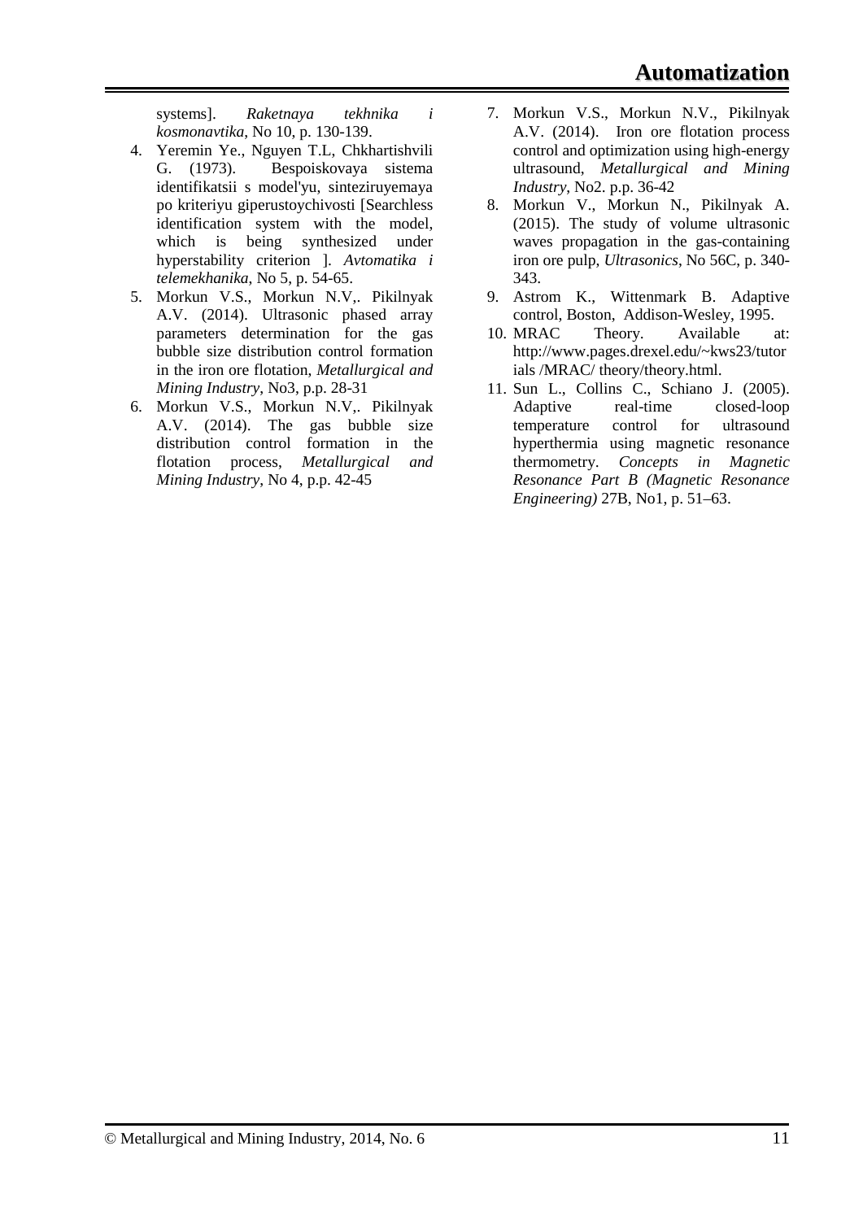systems]. *Raketnaya tekhnika i kosmonavtika*, No 10, p. 130-139.

4. Yeremin Ye., Nguyen T.L, Chkhartishvili G. (1973). Bespoiskovaya sistema identifikatsii s model'yu, sinteziruyemaya po kriteriyu giperustoychivosti [Searchless identification system with the model, which is being synthesized under hyperstability criterion ]. *Avtomatika i telemekhanika*, No 5, p. 54-65.
5. Morkun V.S., Morkun N.V,. Pikilnyak A.V. (2014). Ultrasonic phased array parameters determination for the gas bubble size distribution control formation in the iron ore flotation, *Metallurgical and Mining Industry*, No3, p.p. 28-31
6. Morkun V.S., Morkun N.V,. Pikilnyak A.V. (2014). The gas bubble size distribution control formation in the flotation process, *Metallurgical and Mining Industry*, No 4, p.p. 42-45
7. Morkun V.S., Morkun N.V., Pikilnyak A.V. (2014). Iron ore flotation process control and optimization using high-energy ultrasound, *Metallurgical and Mining Industry*, No2. p.p. 36-42
8. Morkun V., Morkun N., Pikilnyak A. (2015). The study of volume ultrasonic waves propagation in the gas-containing iron ore pulp, *Ultrasonics*, No 56C, p. 340-343.
9. Astrom K., Wittenmark B. Adaptive control, Boston, Addison-Wesley, 1995.
10. MRAC Theory. Available at: http://www.pages.drexel.edu/~kws23/tutorials /MRAC/ theory/theory.html.
11. Sun L., Collins C., Schiano J. (2005). Adaptive real-time closed-loop temperature control for ultrasound hyperthermia using magnetic resonance thermometry. *Concepts in Magnetic Resonance Part B (Magnetic Resonance Engineering)* 27B, No1, p. 51–63.